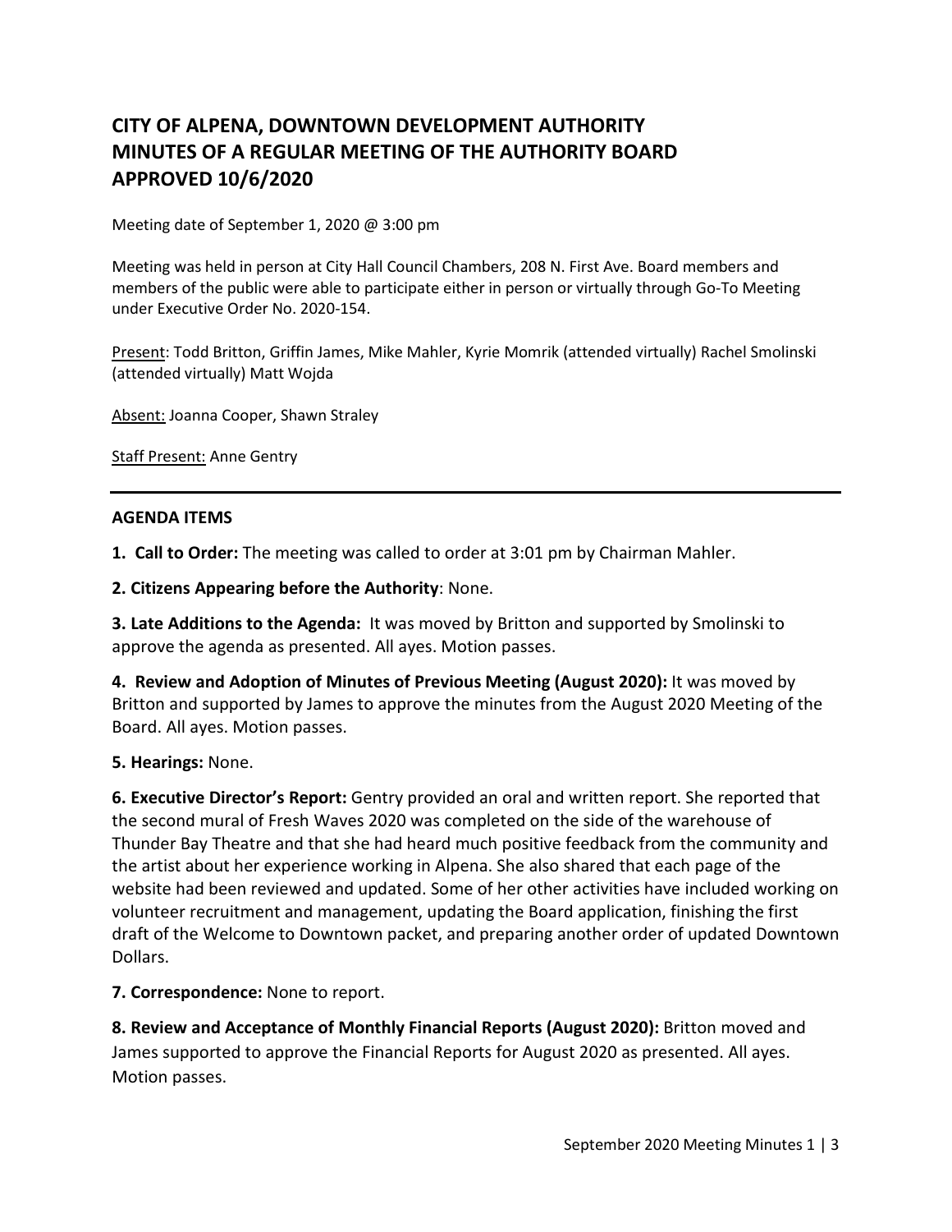# CITY OF ALPENA, DOWNTOWN DEVELOPMENT AUTHORITY
# MINUTES OF A REGULAR MEETING OF THE AUTHORITY BOARD
# APPROVED 10/6/2020

Meeting date of September 1, 2020 @ 3:00 pm

Meeting was held in person at City Hall Council Chambers, 208 N. First Ave. Board members and members of the public were able to participate either in person or virtually through Go-To Meeting under Executive Order No. 2020-154.

Present: Todd Britton, Griffin James, Mike Mahler, Kyrie Momrik (attended virtually) Rachel Smolinski (attended virtually) Matt Wojda

Absent: Joanna Cooper, Shawn Straley

Staff Present: Anne Gentry

---

**AGENDA ITEMS**

**1. Call to Order:** The meeting was called to order at 3:01 pm by Chairman Mahler.

**2. Citizens Appearing before the Authority**: None.

**3. Late Additions to the Agenda:** It was moved by Britton and supported by Smolinski to approve the agenda as presented. All ayes. Motion passes.

**4. Review and Adoption of Minutes of Previous Meeting (August 2020):** It was moved by Britton and supported by James to approve the minutes from the August 2020 Meeting of the Board. All ayes. Motion passes.

**5. Hearings:** None.

**6. Executive Director's Report:** Gentry provided an oral and written report. She reported that the second mural of Fresh Waves 2020 was completed on the side of the warehouse of Thunder Bay Theatre and that she had heard much positive feedback from the community and the artist about her experience working in Alpena. She also shared that each page of the website had been reviewed and updated. Some of her other activities have included working on volunteer recruitment and management, updating the Board application, finishing the first draft of the Welcome to Downtown packet, and preparing another order of updated Downtown Dollars.

**7. Correspondence:** None to report.

**8. Review and Acceptance of Monthly Financial Reports (August 2020):** Britton moved and James supported to approve the Financial Reports for August 2020 as presented. All ayes. Motion passes.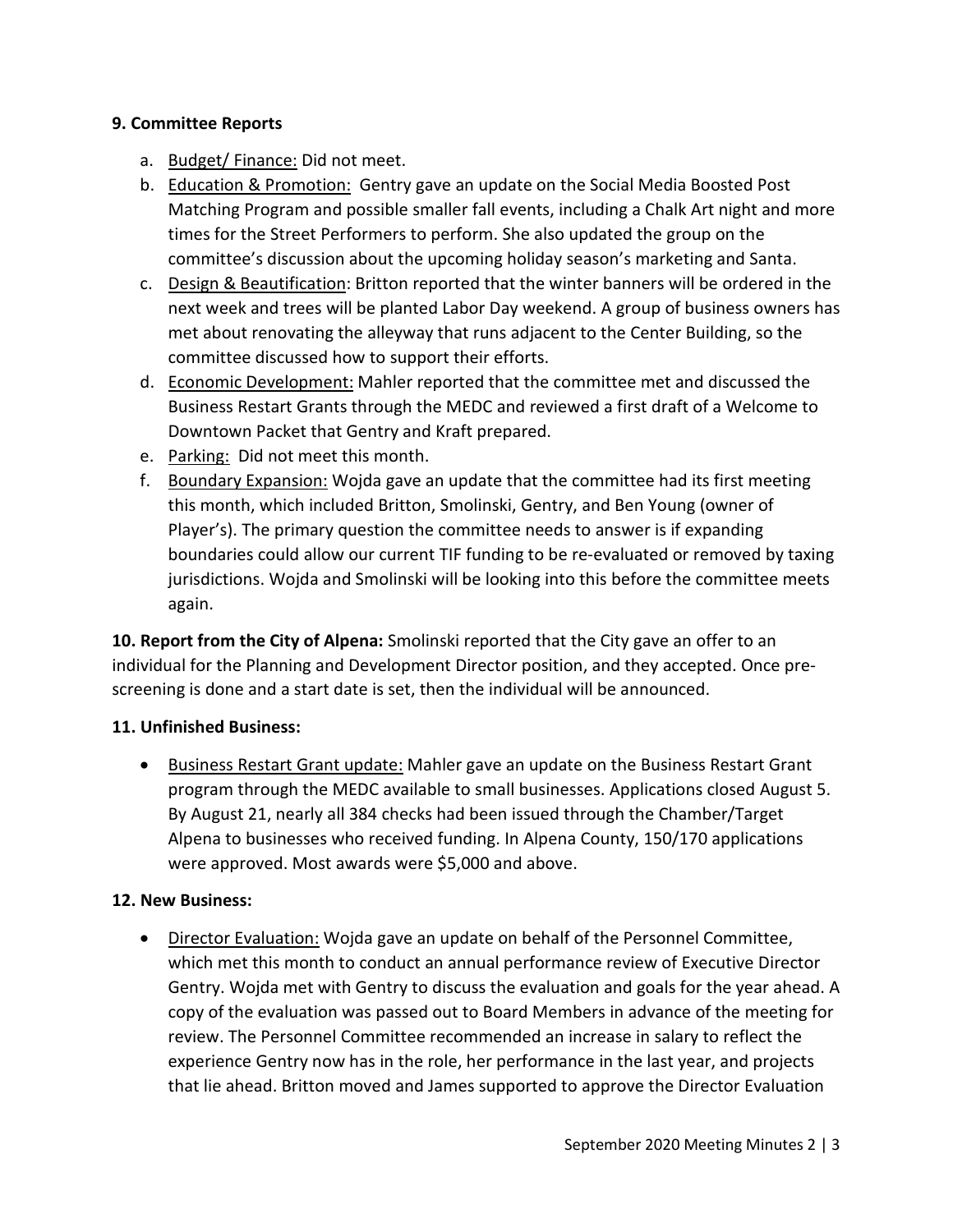**9. Committee Reports**

a. Budget/ Finance: Did not meet.
b. Education & Promotion: Gentry gave an update on the Social Media Boosted Post Matching Program and possible smaller fall events, including a Chalk Art night and more times for the Street Performers to perform. She also updated the group on the committee's discussion about the upcoming holiday season's marketing and Santa.
c. Design & Beautification: Britton reported that the winter banners will be ordered in the next week and trees will be planted Labor Day weekend. A group of business owners has met about renovating the alleyway that runs adjacent to the Center Building, so the committee discussed how to support their efforts.
d. Economic Development: Mahler reported that the committee met and discussed the Business Restart Grants through the MEDC and reviewed a first draft of a Welcome to Downtown Packet that Gentry and Kraft prepared.
e. Parking: Did not meet this month.
f. Boundary Expansion: Wojda gave an update that the committee had its first meeting this month, which included Britton, Smolinski, Gentry, and Ben Young (owner of Player's). The primary question the committee needs to answer is if expanding boundaries could allow our current TIF funding to be re-evaluated or removed by taxing jurisdictions. Wojda and Smolinski will be looking into this before the committee meets again.

**10. Report from the City of Alpena:** Smolinski reported that the City gave an offer to an individual for the Planning and Development Director position, and they accepted. Once pre-screening is done and a start date is set, then the individual will be announced.

**11. Unfinished Business:**

- Business Restart Grant update: Mahler gave an update on the Business Restart Grant program through the MEDC available to small businesses. Applications closed August 5. By August 21, nearly all 384 checks had been issued through the Chamber/Target Alpena to businesses who received funding. In Alpena County, 150/170 applications were approved. Most awards were $5,000 and above.

**12. New Business:**

- Director Evaluation: Wojda gave an update on behalf of the Personnel Committee, which met this month to conduct an annual performance review of Executive Director Gentry. Wojda met with Gentry to discuss the evaluation and goals for the year ahead. A copy of the evaluation was passed out to Board Members in advance of the meeting for review. The Personnel Committee recommended an increase in salary to reflect the experience Gentry now has in the role, her performance in the last year, and projects that lie ahead. Britton moved and James supported to approve the Director Evaluation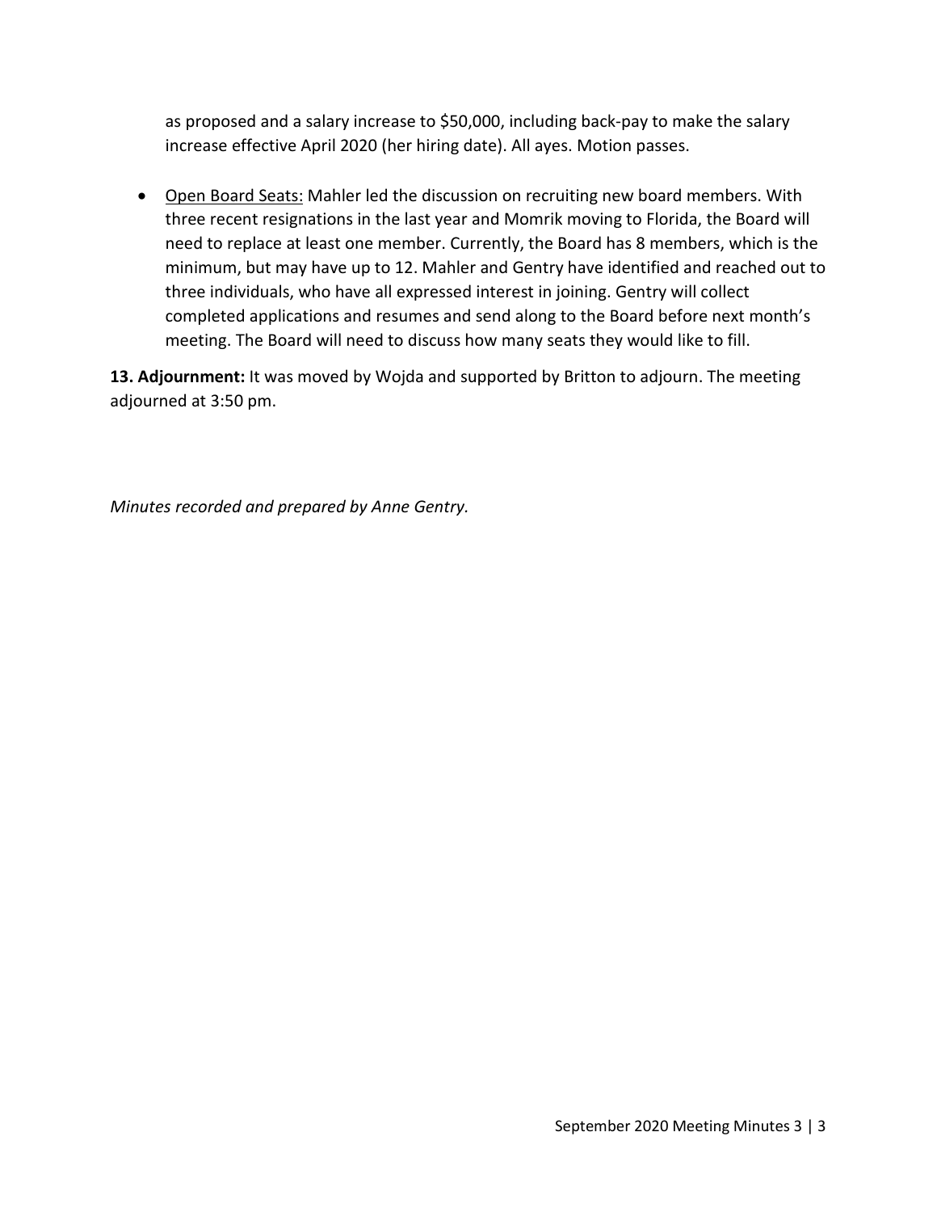as proposed and a salary increase to $50,000, including back-pay to make the salary increase effective April 2020 (her hiring date). All ayes. Motion passes.

- Open Board Seats: Mahler led the discussion on recruiting new board members. With three recent resignations in the last year and Momrik moving to Florida, the Board will need to replace at least one member. Currently, the Board has 8 members, which is the minimum, but may have up to 12. Mahler and Gentry have identified and reached out to three individuals, who have all expressed interest in joining. Gentry will collect completed applications and resumes and send along to the Board before next month's meeting. The Board will need to discuss how many seats they would like to fill.

**13. Adjournment:** It was moved by Wojda and supported by Britton to adjourn. The meeting adjourned at 3:50 pm.

*Minutes recorded and prepared by Anne Gentry.*